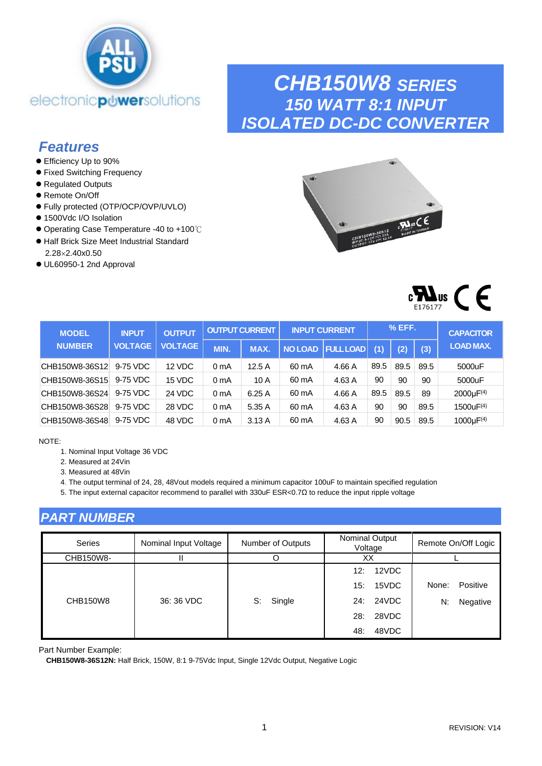# CHB150W8 SERIES
## 150 WATT 8:1 INPUT
## ISOLATED DC-DC CONVERTER

## Features

- Efficiency Up to 90%
- Fixed Switching Frequency
- Regulated Outputs
- Remote On/Off
- Fully protected (OTP/OCP/OVP/UVLO)
- 1500Vdc I/O Isolation
- Operating Case Temperature -40 to +100℃
- Half Brick Size Meet Industrial Standard 2.28×2.40x0.50
- UL60950-1 2nd Approval

E176177

| MODEL NUMBER | INPUT VOLTAGE | OUTPUT VOLTAGE | OUTPUT CURRENT | | INPUT CURRENT | | % EFF. | | | CAPACITOR LOAD MAX. |
|---|---|---|---|---|---|---|---|---|---|---|
| | | | MIN. | MAX. | NO LOAD | FULL LOAD | (1) | (2) | (3) | |
| CHB150W8-36S12 | 9-75 VDC | 12 VDC | 0 mA | 12.5 A | 60 mA | 4.66 A | 89.5 | 89.5 | 89.5 | 5000uF |
| CHB150W8-36S15 | 9-75 VDC | 15 VDC | 0 mA | 10 A | 60 mA | 4.63 A | 90 | 90 | 90 | 5000uF |
| CHB150W8-36S24 | 9-75 VDC | 24 VDC | 0 mA | 6.25 A | 60 mA | 4.66 A | 89.5 | 89.5 | 89 | 2000μF(4) |
| CHB150W8-36S28 | 9-75 VDC | 28 VDC | 0 mA | 5.35 A | 60 mA | 4.63 A | 90 | 90 | 89.5 | 1500uF(4) |
| CHB150W8-36S48 | 9-75 VDC | 48 VDC | 0 mA | 3.13 A | 60 mA | 4.63 A | 90 | 90.5 | 89.5 | 1000μF(4) |

NOTE:

1. Nominal Input Voltage 36 VDC
2. Measured at 24Vin
3. Measured at 48Vin
4. The output terminal of 24, 28, 48Vout models required a minimum capacitor 100uF to maintain specified regulation
5. The input external capacitor recommend to parallel with 330uF ESR<0.7Ω to reduce the input ripple voltage

## PART NUMBER

| Series | Nominal Input Voltage | Number of Outputs | Nominal Output Voltage | Remote On/Off Logic |
|---|---|---|---|---|
| CHB150W8- | II | O | XX | L |
| CHB150W8 | 36: 36 VDC | S: Single | 12: 12VDC<br>15: 15VDC<br>24: 24VDC<br>28: 28VDC<br>48: 48VDC | None: Positive<br>N: Negative |

Part Number Example:

**CHB150W8-36S12N:** Half Brick, 150W, 8:1 9-75Vdc Input, Single 12Vdc Output, Negative Logic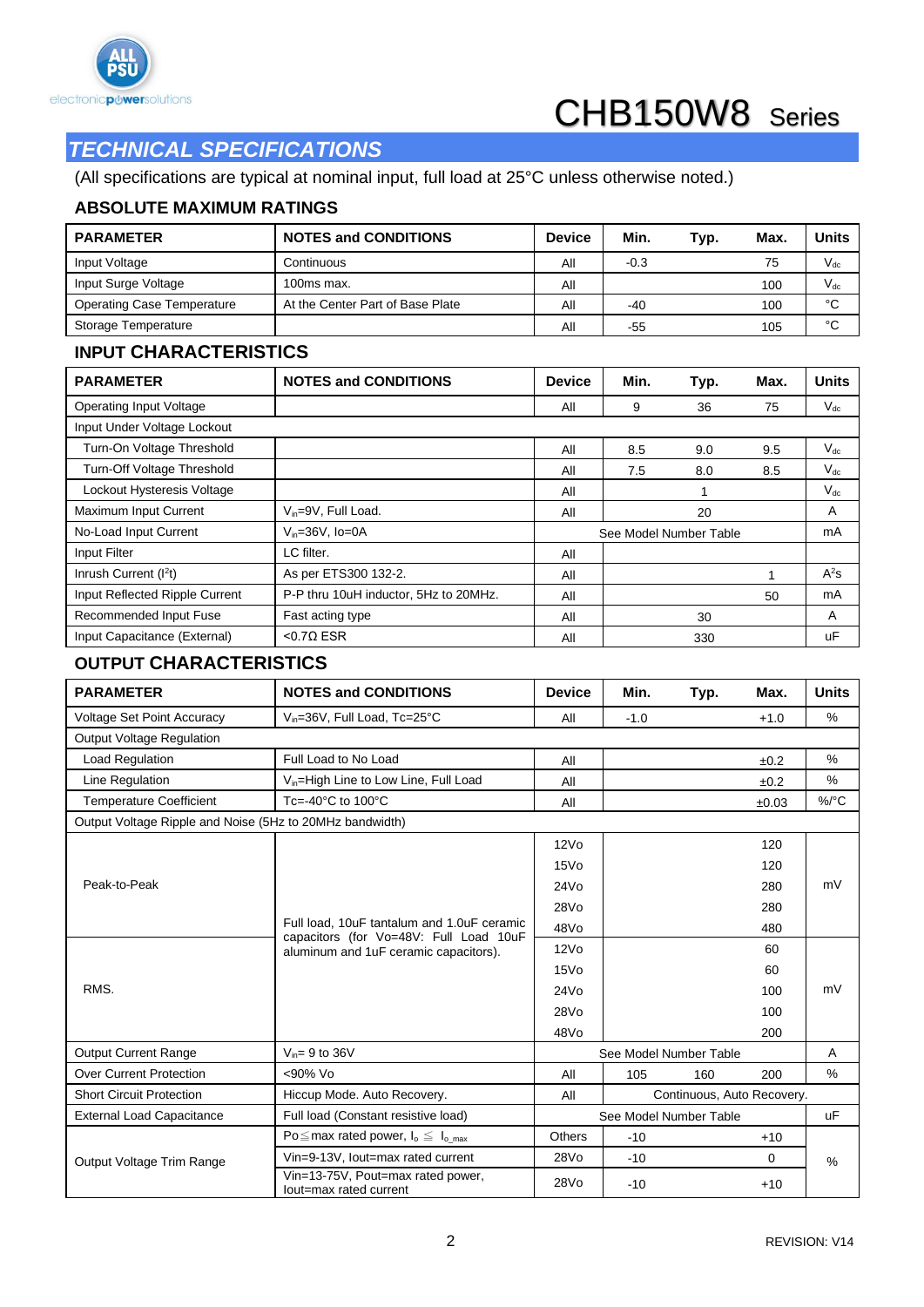# CHB150W8 Series

## TECHNICAL SPECIFICATIONS

(All specifications are typical at nominal input, full load at 25°C unless otherwise noted.)

### ABSOLUTE MAXIMUM RATINGS

| PARAMETER | NOTES and CONDITIONS | Device | Min. | Typ. | Max. | Units |
|---|---|---|---|---|---|---|
| Input Voltage | Continuous | All | -0.3 | | 75 | $V_{dc}$ |
| Input Surge Voltage | 100ms max. | All | | | 100 | $V_{dc}$ |
| Operating Case Temperature | At the Center Part of Base Plate | All | -40 | | 100 | °C |
| Storage Temperature | | All | -55 | | 105 | °C |

### INPUT CHARACTERISTICS

| PARAMETER | NOTES and CONDITIONS | Device | Min. | Typ. | Max. | Units |
|---|---|---|---|---|---|---|
| Operating Input Voltage | | All | 9 | 36 | 75 | $V_{dc}$ |
| Input Under Voltage Lockout | | | | | | |
| Turn-On Voltage Threshold | | All | 8.5 | 9.0 | 9.5 | $V_{dc}$ |
| Turn-Off Voltage Threshold | | All | 7.5 | 8.0 | 8.5 | $V_{dc}$ |
| Lockout Hysteresis Voltage | | All | | 1 | | $V_{dc}$ |
| Maximum Input Current | $V_{in}$=9V, Full Load. | All | | 20 | | A |
| No-Load Input Current | $V_{in}$=36V, Io=0A | See Model Number Table | | | | mA |
| Input Filter | LC filter. | All | | | | |
| Inrush Current ($I^2t$) | As per ETS300 132-2. | All | | | 1 | $A^2s$ |
| Input Reflected Ripple Current | P-P thru 10uH inductor, 5Hz to 20MHz. | All | | | 50 | mA |
| Recommended Input Fuse | Fast acting type | All | | 30 | | A |
| Input Capacitance (External) | <0.7Ω ESR | All | | 330 | | uF |

### OUTPUT CHARACTERISTICS

| PARAMETER | NOTES and CONDITIONS | Device | Min. | Typ. | Max. | Units |
|---|---|---|---|---|---|---|
| Voltage Set Point Accuracy | $V_{in}$=36V, Full Load, Tc=25°C | All | -1.0 | | +1.0 | % |
| Output Voltage Regulation | | | | | | |
| Load Regulation | Full Load to No Load | All | | | ±0.2 | % |
| Line Regulation | $V_{in}$=High Line to Low Line, Full Load | All | | | ±0.2 | % |
| Temperature Coefficient | Tc=-40°C to 100°C | All | | | ±0.03 | %/°C |
| Output Voltage Ripple and Noise (5Hz to 20MHz bandwidth) | | | | | | |
| Peak-to-Peak | Full load, 10uF tantalum and 1.0uF ceramic capacitors (for Vo=48V: Full Load 10uF aluminum and 1uF ceramic capacitors). | 12Vo | | | 120 | mV |
| | | 15Vo | | | 120 | mV |
| | | 24Vo | | | 280 | mV |
| | | 28Vo | | | 280 | mV |
| | | 48Vo | | | 480 | mV |
| RMS. | | 12Vo | | | 60 | mV |
| | | 15Vo | | | 60 | mV |
| | | 24Vo | | | 100 | mV |
| | | 28Vo | | | 100 | mV |
| | | 48Vo | | | 200 | mV |
| Output Current Range | $V_{in}$= 9 to 36V | See Model Number Table | | | | A |
| Over Current Protection | <90% Vo | All | 105 | 160 | 200 | % |
| Short Circuit Protection | Hiccup Mode. Auto Recovery. | All | Continuous, Auto Recovery. | | | |
| External Load Capacitance | Full load (Constant resistive load) | See Model Number Table | | | | uF |
| Output Voltage Trim Range | Po≦max rated power, $I_o \leq I_{o\_max}$ | Others | -10 | | +10 | % |
| | Vin=9-13V, Iout=max rated current | 28Vo | -10 | | 0 | % |
| | Vin=13-75V, Pout=max rated power, Iout=max rated current | 28Vo | -10 | | +10 | % |

REVISION: V14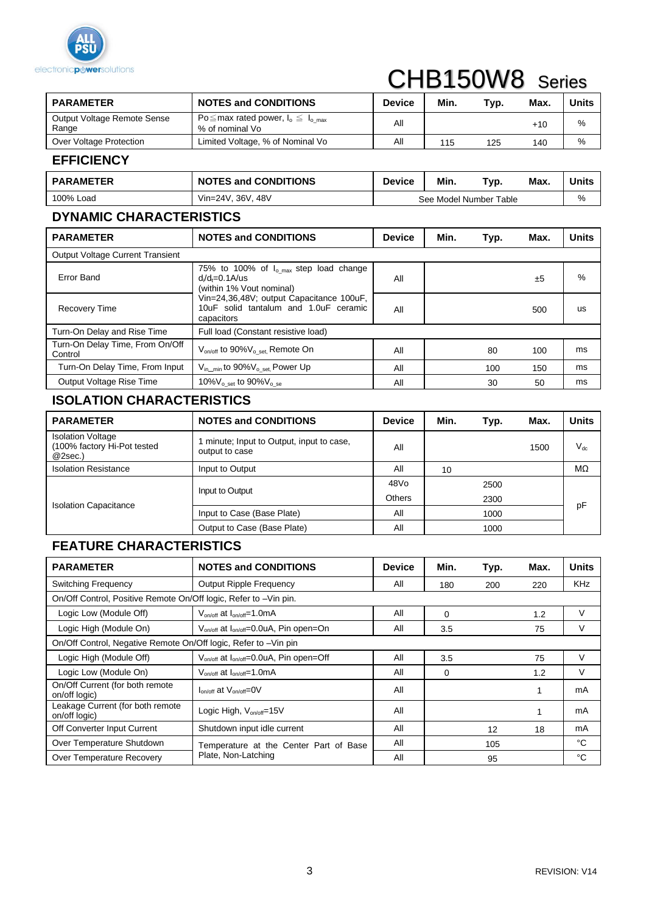# CHB150W8 Series

| PARAMETER | NOTES and CONDITIONS | Device | Min. | Typ. | Max. | Units |
|---|---|---|---|---|---|---|
| Output Voltage Remote Sense Range | Po≦max rated power, $I_o$ ≦ $I_{o\_max}$ % of nominal Vo | All | | | +10 | % |
| Over Voltage Protection | Limited Voltage, % of Nominal Vo | All | 115 | 125 | 140 | % |

## EFFICIENCY

| PARAMETER | NOTES and CONDITIONS | Device | Min. | Typ. | Max. | Units |
|---|---|---|---|---|---|---|
| 100% Load | Vin=24V, 36V, 48V | See Model Number Table | | | | % |

## DYNAMIC CHARACTERISTICS

| PARAMETER | NOTES and CONDITIONS | Device | Min. | Typ. | Max. | Units |
|---|---|---|---|---|---|---|
| Output Voltage Current Transient | | | | | | |
| Error Band | 75% to 100% of $I_{o\_max}$ step load change $d_i/d_t$=0.1A/us (within 1% Vout nominal) Vin=24,36,48V; output Capacitance 100uF, 10uF solid tantalum and 1.0uF ceramic capacitors | All | | | ±5 | % |
| Recovery Time | | All | | | 500 | us |
| Turn-On Delay and Rise Time | Full load (Constant resistive load) | | | | | |
| Turn-On Delay Time, From On/Off Control | $V_{on/off}$ to 90%$V_{o\_set}$, Remote On | All | | 80 | 100 | ms |
| Turn-On Delay Time, From Input | $V_{in\_min}$ to 90%$V_{o\_set}$, Power Up | All | | 100 | 150 | ms |
| Output Voltage Rise Time | 10%$V_{o\_set}$ to 90%$V_{o\_se}$ | All | | 30 | 50 | ms |

## ISOLATION CHARACTERISTICS

| PARAMETER | NOTES and CONDITIONS | Device | Min. | Typ. | Max. | Units |
|---|---|---|---|---|---|---|
| Isolation Voltage (100% factory Hi-Pot tested @2sec.) | 1 minute; Input to Output, input to case, output to case | All | | | 1500 | $V_{dc}$ |
| Isolation Resistance | Input to Output | All | 10 | | | MΩ |
| Isolation Capacitance | Input to Output | 48Vo | | 2500 | | pF |
| | | Others | | 2300 | | pF |
| | Input to Case (Base Plate) | All | | 1000 | | pF |
| | Output to Case (Base Plate) | All | | 1000 | | pF |

## FEATURE CHARACTERISTICS

| PARAMETER | NOTES and CONDITIONS | Device | Min. | Typ. | Max. | Units |
|---|---|---|---|---|---|---|
| Switching Frequency | Output Ripple Frequency | All | 180 | 200 | 220 | KHz |
| On/Off Control, Positive Remote On/Off logic, Refer to –Vin pin. | | | | | | |
| Logic Low (Module Off) | $V_{on/off}$ at $I_{on/off}$=1.0mA | All | 0 | | 1.2 | V |
| Logic High (Module On) | $V_{on/off}$ at $I_{on/off}$=0.0uA, Pin open=On | All | 3.5 | | 75 | V |
| On/Off Control, Negative Remote On/Off logic, Refer to –Vin pin | | | | | | |
| Logic High (Module Off) | $V_{on/off}$ at $I_{on/off}$=0.0uA, Pin open=Off | All | 3.5 | | 75 | V |
| Logic Low (Module On) | $V_{on/off}$ at $I_{on/off}$=1.0mA | All | 0 | | 1.2 | V |
| On/Off Current (for both remote on/off logic) | $I_{on/off}$ at $V_{on/off}$=0V | All | | | 1 | mA |
| Leakage Current (for both remote on/off logic) | Logic High, $V_{on/off}$=15V | All | | | 1 | mA |
| Off Converter Input Current | Shutdown input idle current | All | | 12 | 18 | mA |
| Over Temperature Shutdown | Temperature at the Center Part of Base Plate, Non-Latching | All | | 105 | | °C |
| Over Temperature Recovery | | All | | 95 | | °C |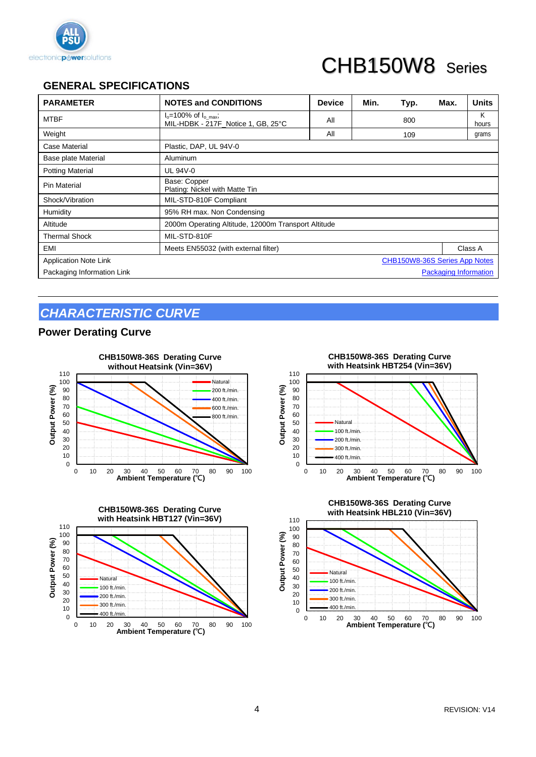# CHB150W8 Series

## GENERAL SPECIFICATIONS

| PARAMETER | NOTES and CONDITIONS | Device | Min. | Typ. | Max. | Units |
|---|---|---|---|---|---|---|
| MTBF | $I_o$=100% of $I_{o\_max}$;<br>MIL-HDBK - 217F_Notice 1, GB, 25°C | All | | 800 | | K hours |
| Weight | | All | | 109 | | grams |
| Case Material | Plastic, DAP, UL 94V-0 | | | | | |
| Base plate Material | Aluminum | | | | | |
| Potting Material | UL 94V-0 | | | | | |
| Pin Material | Base: Copper<br>Plating: Nickel with Matte Tin | | | | | |
| Shock/Vibration | MIL-STD-810F Compliant | | | | | |
| Humidity | 95% RH max. Non Condensing | | | | | |
| Altitude | 2000m Operating Altitude, 12000m Transport Altitude | | | | | |
| Thermal Shock | MIL-STD-810F | | | | | |
| EMI | Meets EN55032 (with external filter) | | | | | Class A |
| Application Note Link | | | | | | CHB150W8-36S Series App Notes |
| Packaging Information Link | | | | | | Packaging Information |

## CHARACTERISTIC CURVE

### Power Derating Curve

**CHB150W8-36S Derating Curve without Heatsink (Vin=36V)**

**CHB150W8-36S Derating Curve with Heatsink HBT254 (Vin=36V)**

**CHB150W8-36S Derating Curve with Heatsink HBT127 (Vin=36V)**

**CHB150W8-36S Derating Curve with Heatsink HBL210 (Vin=36V)**

REVISION: V14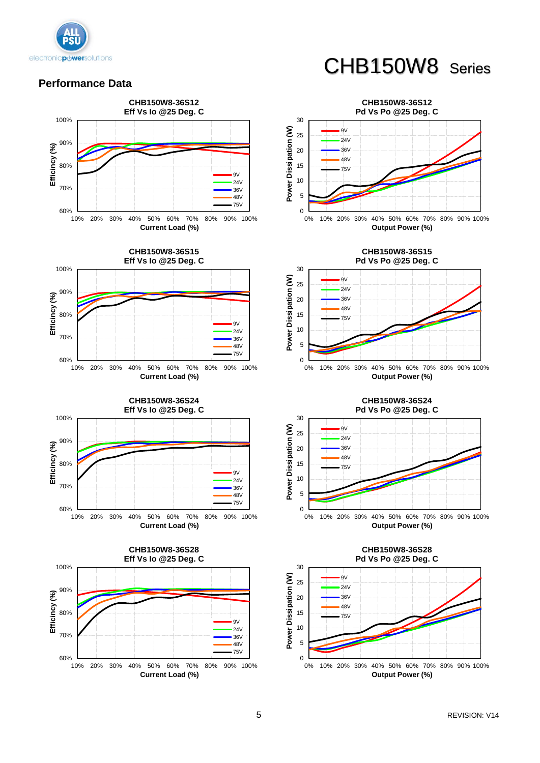# CHB150W8 Series

## Performance Data

**CHB150W8-36S12**
**Eff Vs Io @25 Deg. C**

Efficincy (%) — 60% to 100%; Current Load (%) — 10% to 100%; Legend: 9V, 24V, 36V, 48V, 75V

**CHB150W8-36S12**
**Pd Vs Po @25 Deg. C**

Power Dissipation (W) — 0 to 30; Output Power (%) — 0% to 100%; Legend: 9V, 24V, 36V, 48V, 75V

**CHB150W8-36S15**
**Eff Vs Io @25 Deg. C**

Efficincy (%) — 60% to 100%; Current Load (%) — 10% to 100%; Legend: 9V, 24V, 36V, 48V, 75V

**CHB150W8-36S15**
**Pd Vs Po @25 Deg. C**

Power Dissipation (W) — 0 to 30; Output Power (%) — 0% to 100%; Legend: 9V, 24V, 36V, 48V, 75V

**CHB150W8-36S24**
**Eff Vs Io @25 Deg. C**

Efficincy (%) — 60% to 100%; Current Load (%) — 10% to 100%; Legend: 9V, 24V, 36V, 48V, 75V

**CHB150W8-36S24**
**Pd Vs Po @25 Deg. C**

Power Dissipation (W) — 0 to 30; Output Power (%) — 0% to 100%; Legend: 9V, 24V, 36V, 48V, 75V

**CHB150W8-36S28**
**Eff Vs Io @25 Deg. C**

Efficincy (%) — 60% to 100%; Current Load (%) — 10% to 100%; Legend: 9V, 24V, 36V, 48V, 75V

**CHB150W8-36S28**
**Pd Vs Po @25 Deg. C**

Power Dissipation (W) — 0 to 30; Output Power (%) — 0% to 100%; Legend: 9V, 24V, 36V, 48V, 75V

REVISION: V14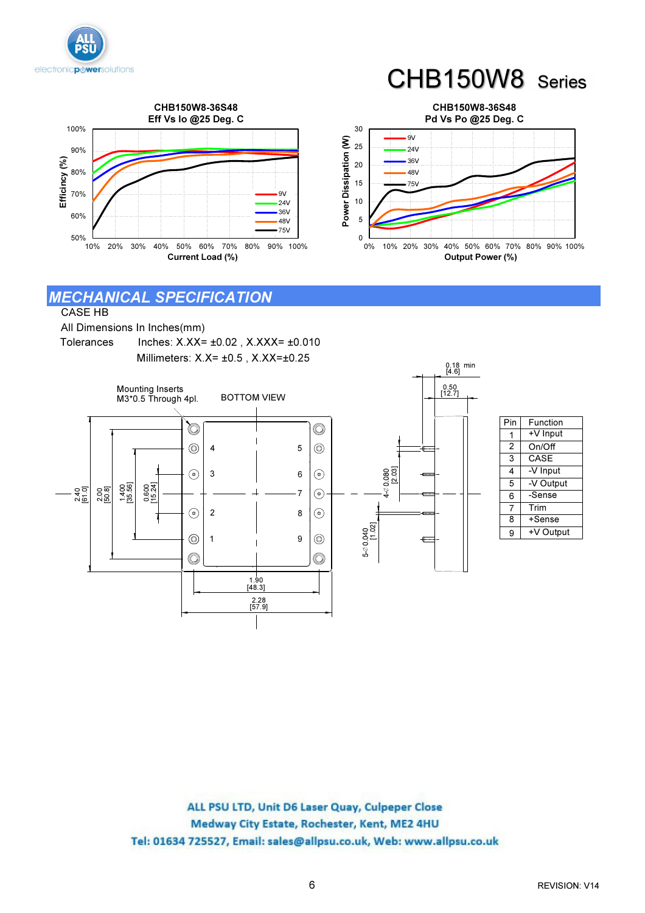# CHB150W8 Series

CHB150W8-36S48
Eff Vs Io @25 Deg. C

Efficincy (%)
100%
90%
80%
70%
60%
50%
10% 20% 30% 40% 50% 60% 70% 80% 90% 100%
Current Load (%)
9V
24V
36V
48V
75V

CHB150W8-36S48
Pd Vs Po @25 Deg. C

Power Dissipation (W)
30
25
20
15
10
5
0
0% 10% 20% 30% 40% 50% 60% 70% 80% 90% 100%
Output Power (%)
9V
24V
36V
48V
75V

## MECHANICAL SPECIFICATION

CASE HB

All Dimensions In Inches(mm)

Tolerances Inches: X.XX= ±0.02 , X.XXX= ±0.010

Millimeters: X.X= ±0.5 , X.XX=±0.25

Mounting Inserts
M3*0.5 Through 4pl.

BOTTOM VIEW

2.40 [61.0]
2.00 [50.8]
1.400 [35.56]
0.600 [15.24]
1.90 [48.3]
2.28 [57.9]
0.18 min [4.6]
0.50 [12.7]
4-∅ 0.080 [2.03]
5-∅ 0.040 [1.02]

| Pin | Function |
|---|---|
| 1 | +V Input |
| 2 | On/Off |
| 3 | CASE |
| 4 | -V Input |
| 5 | -V Output |
| 6 | -Sense |
| 7 | Trim |
| 8 | +Sense |
| 9 | +V Output |

ALL PSU LTD, Unit D6 Laser Quay, Culpeper Close
Medway City Estate, Rochester, Kent, ME2 4HU
Tel: 01634 725527, Email: sales@allpsu.co.uk, Web: www.allpsu.co.uk

REVISION: V14